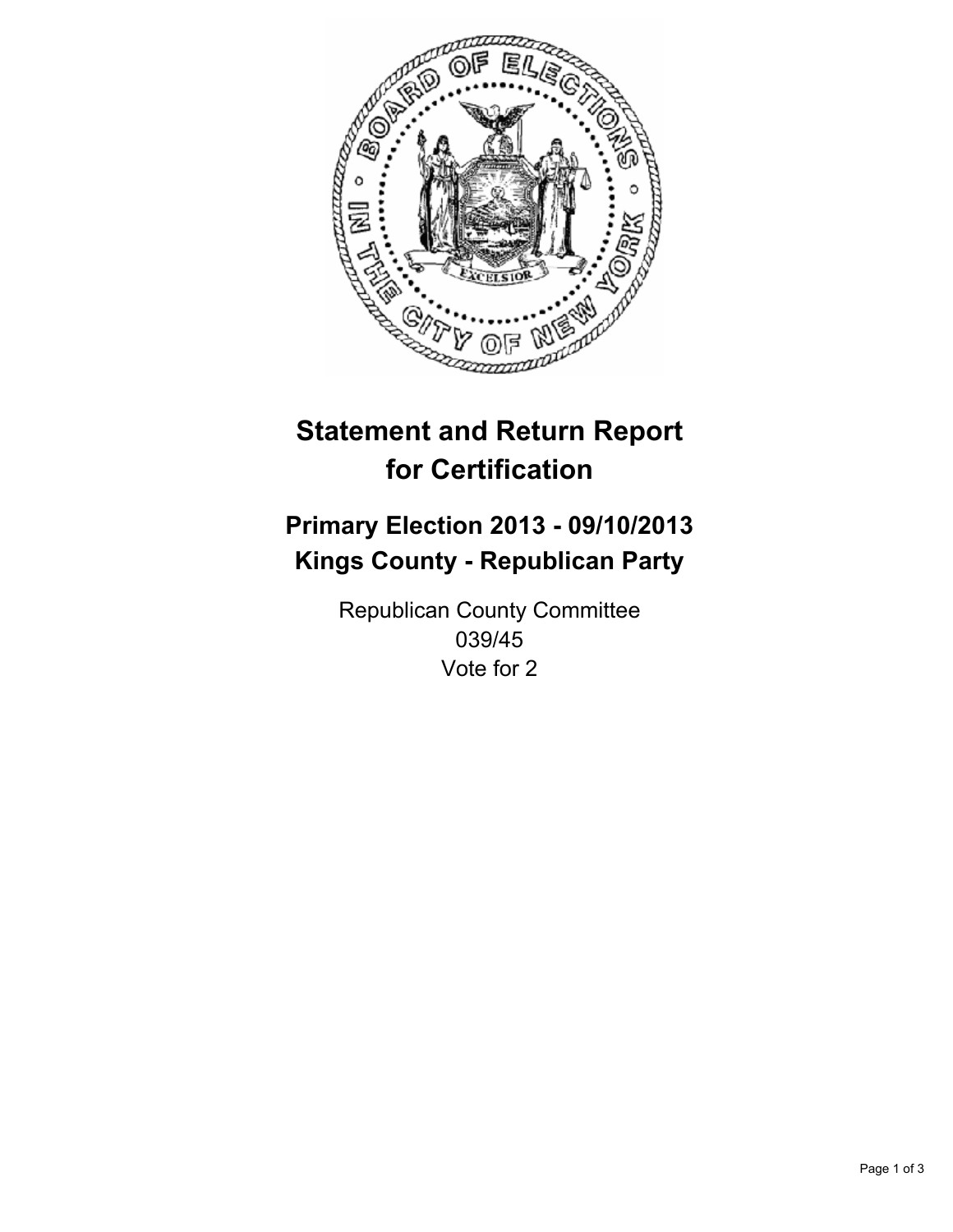# Statement and Return Report for Certification

## Primary Election 2013 - 09/10/2013
## Kings County - Republican Party

Republican County Committee
039/45
Vote for 2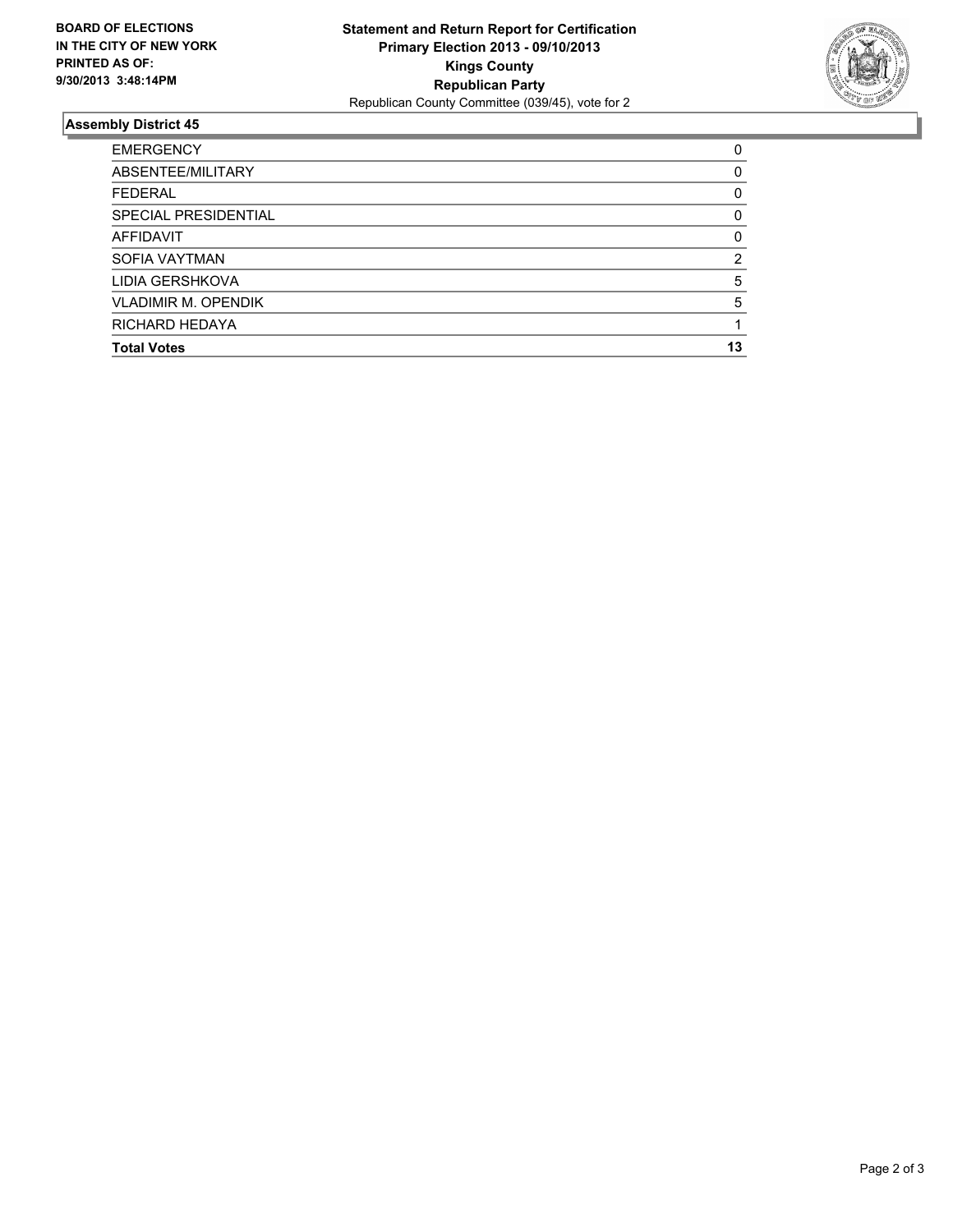**BOARD OF ELECTIONS IN THE CITY OF NEW YORK PRINTED AS OF: 9/30/2013 3:48:14PM**

**Statement and Return Report for Certification**
**Primary Election 2013 - 09/10/2013**
**Kings County**
**Republican Party**
Republican County Committee (039/45), vote for 2

## Assembly District 45

| | |
|---|---|
| EMERGENCY | 0 |
| ABSENTEE/MILITARY | 0 |
| FEDERAL | 0 |
| SPECIAL PRESIDENTIAL | 0 |
| AFFIDAVIT | 0 |
| SOFIA VAYTMAN | 2 |
| LIDIA GERSHKOVA | 5 |
| VLADIMIR M. OPENDIK | 5 |
| RICHARD HEDAYA | 1 |
| **Total Votes** | **13** |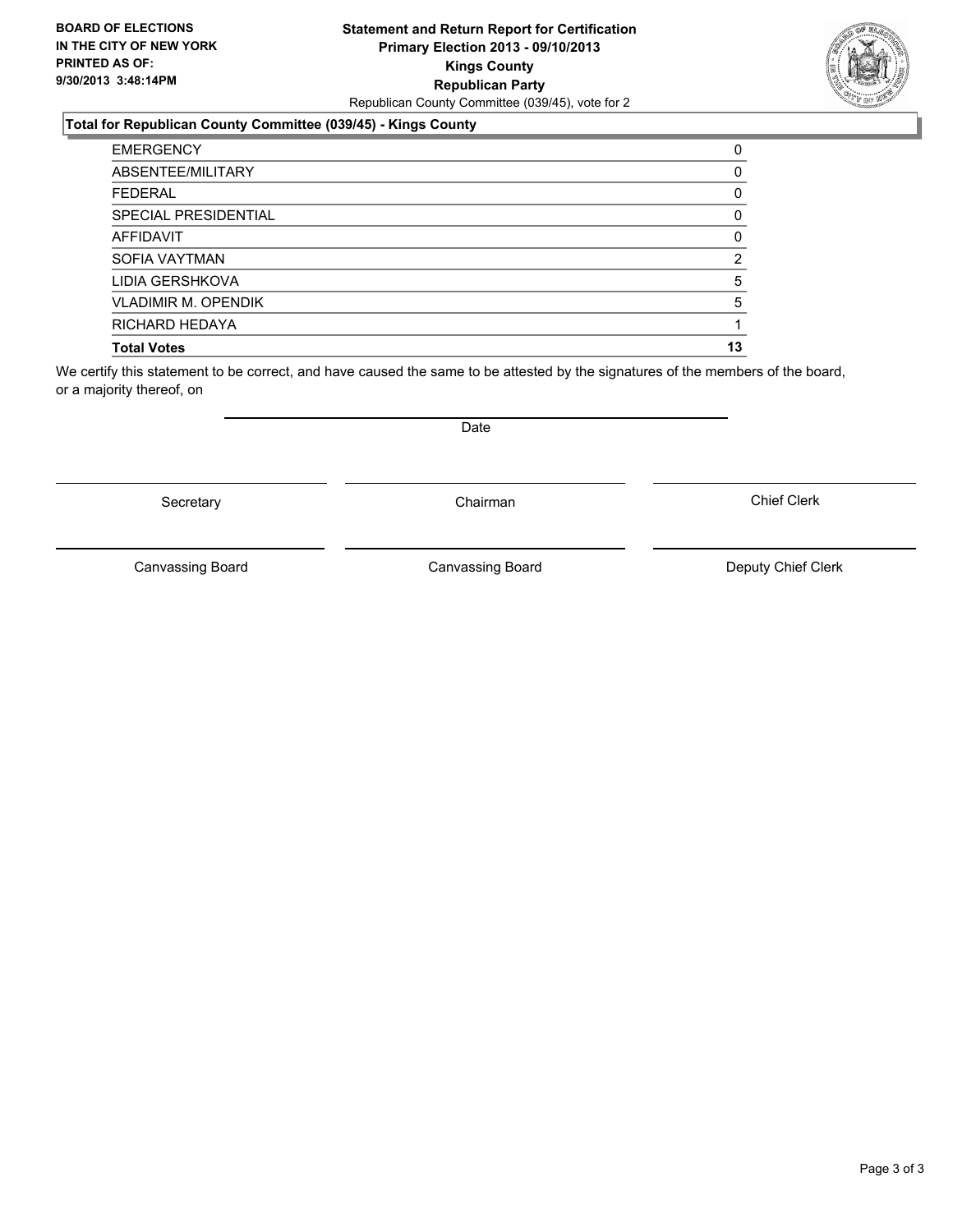**BOARD OF ELECTIONS IN THE CITY OF NEW YORK PRINTED AS OF: 9/30/2013 3:48:14PM**

**Statement and Return Report for Certification**
**Primary Election 2013 - 09/10/2013**
**Kings County**
**Republican Party**
Republican County Committee (039/45), vote for 2

**Total for Republican County Committee (039/45) - Kings County**

| | |
|---|---|
| EMERGENCY | 0 |
| ABSENTEE/MILITARY | 0 |
| FEDERAL | 0 |
| SPECIAL PRESIDENTIAL | 0 |
| AFFIDAVIT | 0 |
| SOFIA VAYTMAN | 2 |
| LIDIA GERSHKOVA | 5 |
| VLADIMIR M. OPENDIK | 5 |
| RICHARD HEDAYA | 1 |
| **Total Votes** | **13** |

We certify this statement to be correct, and have caused the same to be attested by the signatures of the members of the board, or a majority thereof, on

Date

Secretary

Chairman

Chief Clerk

Canvassing Board

Canvassing Board

Deputy Chief Clerk